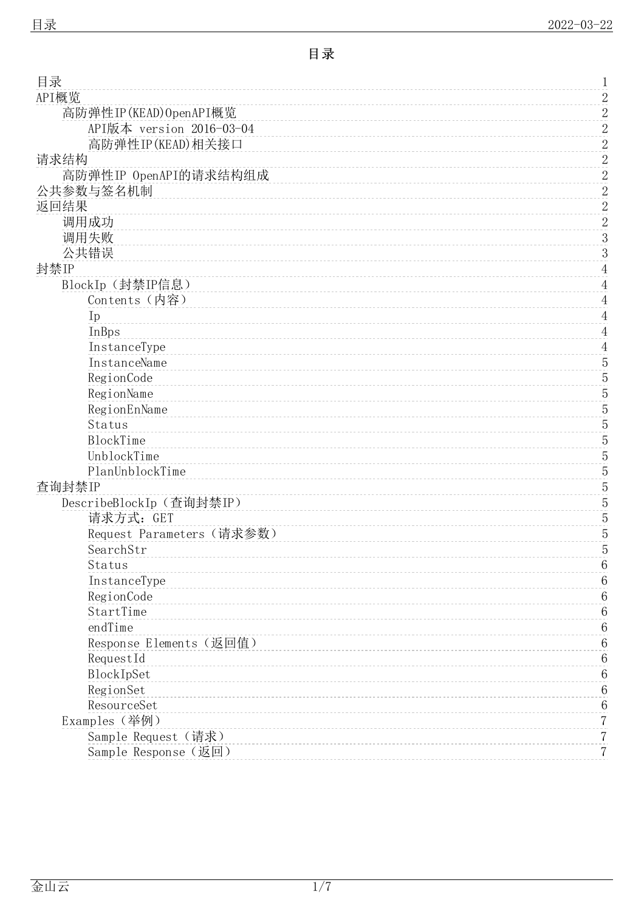# 目录

- 目录 ........ 1
- API概览 ........ 2
  - 高防弹性IP(KEAD)OpenAPI概览 ........ 2
    - API版本 version 2016-03-04 ........ 2
    - 高防弹性IP(KEAD)相关接口 ........ 2
- 请求结构 ........ 2
  - 高防弹性IP OpenAPI的请求结构组成 ........ 2
- 公共参数与签名机制 ........ 2
- 返回结果 ........ 2
  - 调用成功 ........ 2
  - 调用失败 ........ 3
  - 公共错误 ........ 3
- 封禁IP ........ 4
  - BlockIp（封禁IP信息） ........ 4
    - Contents（内容） ........ 4
    - Ip ........ 4
    - InBps ........ 4
    - InstanceType ........ 4
    - InstanceName ........ 5
    - RegionCode ........ 5
    - RegionName ........ 5
    - RegionEnName ........ 5
    - Status ........ 5
    - BlockTime ........ 5
    - UnblockTime ........ 5
    - PlanUnblockTime ........ 5
- 查询封禁IP ........ 5
  - DescribeBlockIp（查询封禁IP） ........ 5
    - 请求方式：GET ........ 5
    - Request Parameters（请求参数） ........ 5
    - SearchStr ........ 5
    - Status ........ 6
    - InstanceType ........ 6
    - RegionCode ........ 6
    - StartTime ........ 6
    - endTime ........ 6
    - Response Elements（返回值） ........ 6
    - RequestId ........ 6
    - BlockIpSet ........ 6
    - RegionSet ........ 6
    - ResourceSet ........ 6
  - Examples（举例） ........ 7
    - Sample Request（请求） ........ 7
    - Sample Response（返回） ........ 7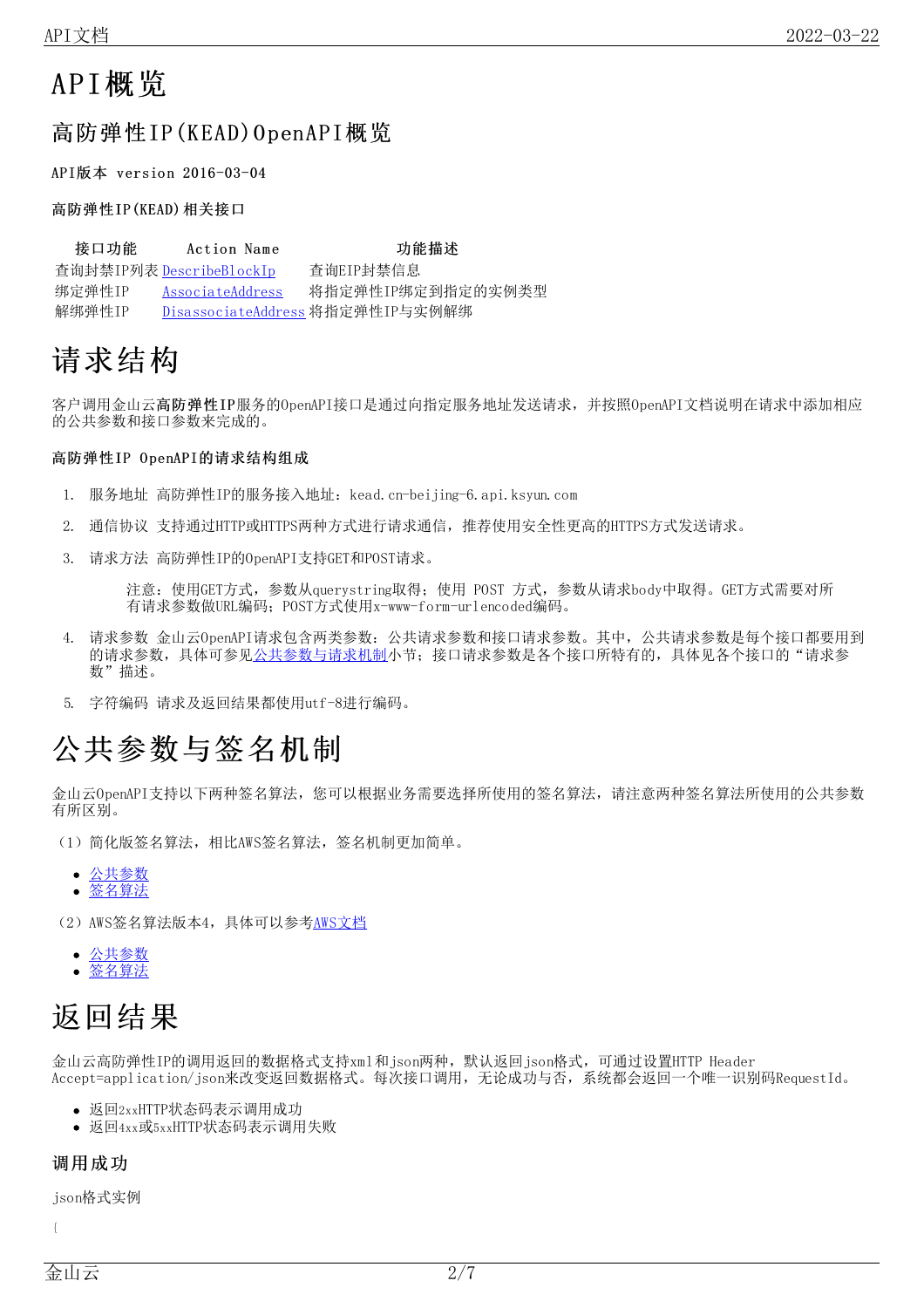# API概览

## 高防弹性IP(KEAD)OpenAPI概览

API版本 version 2016-03-04

高防弹性IP(KEAD)相关接口

| 接口功能 | Action Name | 功能描述 |
| --- | --- | --- |
| 查询封禁IP列表 | DescribeBlockIp | 查询EIP封禁信息 |
| 绑定弹性IP | AssociateAddress | 将指定弹性IP绑定到指定的实例类型 |
| 解绑弹性IP | DisassociateAddress | 将指定弹性IP与实例解绑 |

# 请求结构

客户调用金山云**高防弹性IP**服务的OpenAPI接口是通过向指定服务地址发送请求，并按照OpenAPI文档说明在请求中添加相应的公共参数和接口参数来完成的。

**高防弹性IP OpenAPI的请求结构组成**

1. 服务地址 高防弹性IP的服务接入地址：kead.cn-beijing-6.api.ksyun.com
2. 通信协议 支持通过HTTP或HTTPS两种方式进行请求通信，推荐使用安全性更高的HTTPS方式发送请求。
3. 请求方法 高防弹性IP的OpenAPI支持GET和POST请求。

   > 注意：使用GET方式，参数从querystring取得；使用 POST 方式，参数从请求body中取得。GET方式需要对所有请求参数做URL编码；POST方式使用x-www-form-urlencoded编码。

4. 请求参数 金山云OpenAPI请求包含两类参数：公共请求参数和接口请求参数。其中，公共请求参数是每个接口都要用到的请求参数，具体可参见公共参数与请求机制小节；接口请求参数是各个接口所特有的，具体见各个接口的“请求参数”描述。
5. 字符编码 请求及返回结果都使用utf-8进行编码。

# 公共参数与签名机制

金山云OpenAPI支持以下两种签名算法，您可以根据业务需要选择所使用的签名算法，请注意两种签名算法所使用的公共参数有所区别。

（1）简化版签名算法，相比AWS签名算法，签名机制更加简单。

- 公共参数
- 签名算法

（2）AWS签名算法版本4，具体可以参考AWS文档

- 公共参数
- 签名算法

# 返回结果

金山云高防弹性IP的调用返回的数据格式支持xml和json两种，默认返回json格式，可通过设置HTTP Header Accept=application/json来改变返回数据格式。每次接口调用，无论成功与否，系统都会返回一个唯一识别码RequestId。

- 返回2xxHTTP状态码表示调用成功
- 返回4xx或5xxHTTP状态码表示调用失败

## 调用成功

json格式实例

```
{
```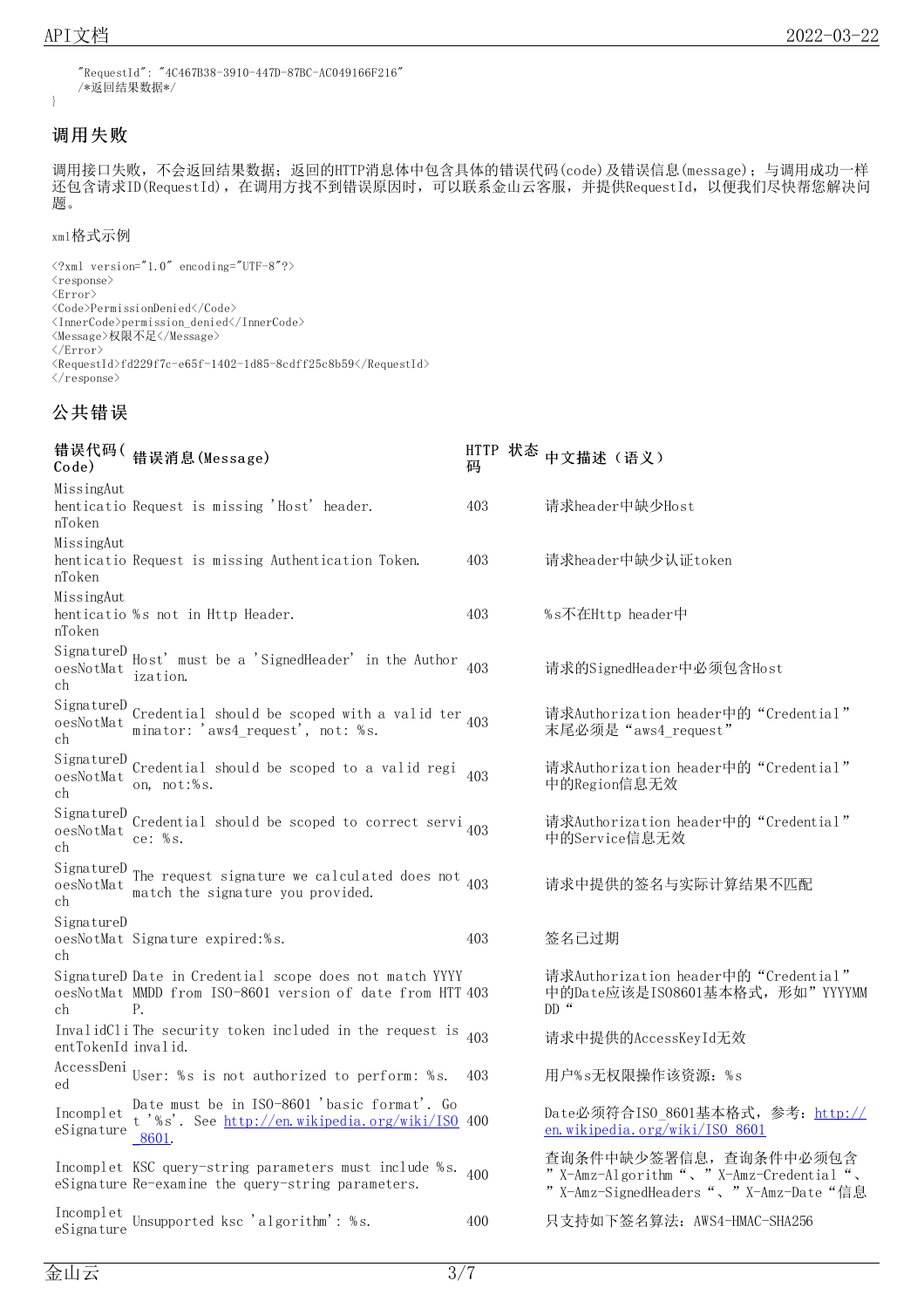```
    "RequestId": "4C467B38-3910-447D-87BC-AC049166F216"
    /*返回结果数据*/
}
```

## 调用失败

调用接口失败，不会返回结果数据；返回的HTTP消息体中包含具体的错误代码(code)及错误信息(message)；与调用成功一样还包含请求ID(RequestId)，在调用方找不到错误原因时，可以联系金山云客服，并提供RequestId，以便我们尽快帮您解决问题。

xml格式示例

```
<?xml version="1.0" encoding="UTF-8"?>
<response>
<Error>
<Code>PermissionDenied</Code>
<InnerCode>permission_denied</InnerCode>
<Message>权限不足</Message>
</Error>
<RequestId>fd229f7c-e65f-1402-1d85-8cdff25c8b59</RequestId>
</response>
```

## 公共错误

| 错误代码(Code) | 错误消息(Message) | HTTP 状态码 | 中文描述（语义） |
|---|---|---|---|
| MissingAuthenticationToken | Request is missing 'Host' header. | 403 | 请求header中缺少Host |
| MissingAuthenticationToken | Request is missing Authentication Token. | 403 | 请求header中缺少认证token |
| MissingAuthenticationToken | %s not in Http Header. | 403 | %s不在Http header中 |
| SignatureDoesNotMatch | Host' must be a 'SignedHeader' in the Authorization. | 403 | 请求的SignedHeader中必须包含Host |
| SignatureDoesNotMatch | Credential should be scoped with a valid terminator: 'aws4_request', not: %s. | 403 | 请求Authorization header中的“Credential”末尾必须是“aws4_request” |
| SignatureDoesNotMatch | Credential should be scoped to a valid region, not:%s. | 403 | 请求Authorization header中的“Credential”中的Region信息无效 |
| SignatureDoesNotMatch | Credential should be scoped to correct service: %s. | 403 | 请求Authorization header中的“Credential”中的Service信息无效 |
| SignatureDoesNotMatch | The request signature we calculated does not match the signature you provided. | 403 | 请求中提供的签名与实际计算结果不匹配 |
| SignatureDoesNotMatch | Signature expired:%s. | 403 | 签名已过期 |
| SignatureDoesNotMatch | Date in Credential scope does not match YYYYMMDD from ISO-8601 version of date from HTTP. | 403 | 请求Authorization header中的“Credential”中的Date应该是ISO8601基本格式，形如”YYYYMMDD“ |
| InvalidClientTokenId | The security token included in the request is invalid. | 403 | 请求中提供的AccessKeyId无效 |
| AccessDenied | User: %s is not authorized to perform: %s. | 403 | 用户%s无权限操作该资源：%s |
| IncompleteSignature | Date must be in ISO-8601 'basic format'. Got '%s'. See http://en.wikipedia.org/wiki/ISO_8601. | 400 | Date必须符合ISO_8601基本格式，参考：http://en.wikipedia.org/wiki/ISO_8601 |
| IncompleteSignature | KSC query-string parameters must include %s. Re-examine the query-string parameters. | 400 | 查询条件中缺少签署信息，查询条件中必须包含”X-Amz-Algorithm“、”X-Amz-Credential“、”X-Amz-SignedHeaders“、”X-Amz-Date“信息 |
| IncompleteSignature | Unsupported ksc 'algorithm': %s. | 400 | 只支持如下签名算法：AWS4-HMAC-SHA256 |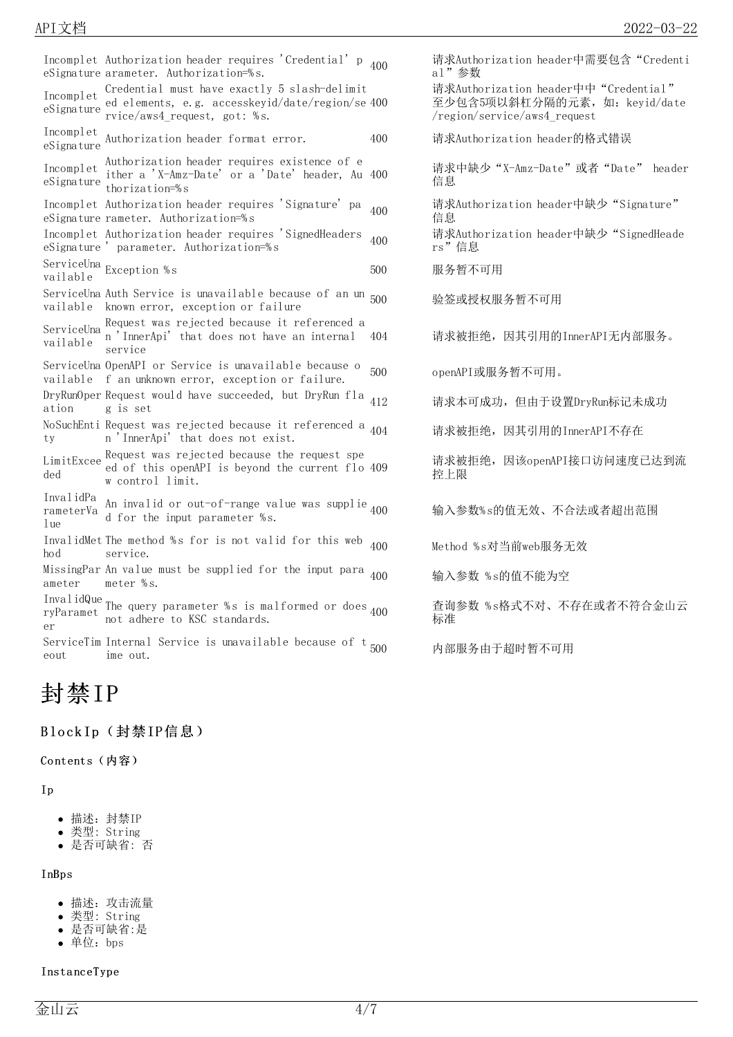| | | | |
|---|---|---|---|
| IncompleteSignature | Authorization header requires 'Credential' parameter. Authorization=%s. | 400 | 请求Authorization header中需要包含“Credential”参数 |
| IncompleteSignature | Credential must have exactly 5 slash-delimited elements, e.g. accesskeyid/date/region/service/aws4_request, got: %s. | 400 | 请求Authorization header中中“Credential”至少包含5项以斜杠分隔的元素，如：keyid/date/region/service/aws4_request |
| IncompleteSignature | Authorization header format error. | 400 | 请求Authorization header的格式错误 |
| IncompleteSignature | Authorization header requires existence of either a 'X-Amz-Date' or a 'Date' header, Authorization=%s | 400 | 请求中缺少“X-Amz-Date”或者“Date” header信息 |
| IncompleteSignature | Authorization header requires 'Signature' parameter. Authorization=%s | 400 | 请求Authorization header中缺少“Signature”信息 |
| IncompleteSignature | Authorization header requires 'SignedHeaders' parameter. Authorization=%s | 400 | 请求Authorization header中缺少“SignedHeaders”信息 |
| ServiceUnavailable | Exception %s | 500 | 服务暂不可用 |
| ServiceUnavailable | Auth Service is unavailable because of an unknown error, exception or failure | 500 | 验签或授权服务暂不可用 |
| ServiceUnavailable | Request was rejected because it referenced an 'InnerApi' that does not have an internal service | 404 | 请求被拒绝，因其引用的InnerAPI无内部服务。 |
| ServiceUnavailable | OpenAPI or Service is unavailable because of an unknown error, exception or failure. | 500 | openAPI或服务暂不可用。 |
| DryRunOperation | Request would have succeeded, but DryRun flag is set | 412 | 请求本可成功，但由于设置DryRun标记未成功 |
| NoSuchEntity | Request was rejected because it referenced an 'InnerApi' that does not exist. | 404 | 请求被拒绝，因其引用的InnerAPI不存在 |
| LimitExceeded | Request was rejected because the request speed of this openAPI is beyond the current flow control limit. | 409 | 请求被拒绝，因该openAPI接口访问速度已达到流控上限 |
| InvalidParameterValue | An invalid or out-of-range value was supplied for the input parameter %s. | 400 | 输入参数%s的值无效、不合法或者超出范围 |
| InvalidMethod | The method %s for is not valid for this web service. | 400 | Method %s对当前web服务无效 |
| MissingParameter | An value must be supplied for the input parameter %s. | 400 | 输入参数 %s的值不能为空 |
| InvalidQueryParameter | The query parameter %s is malformed or does not adhere to KSC standards. | 400 | 查询参数 %s格式不对、不存在或者不符合金山云标准 |
| ServiceTimeout | Internal Service is unavailable because of time out. | 500 | 内部服务由于超时暂不可用 |

# 封禁IP

## BlockIp（封禁IP信息）

### Contents（内容）

#### Ip

- 描述：封禁IP
- 类型: String
- 是否可缺省: 否

#### InBps

- 描述：攻击流量
- 类型: String
- 是否可缺省:是
- 单位：bps

#### InstanceType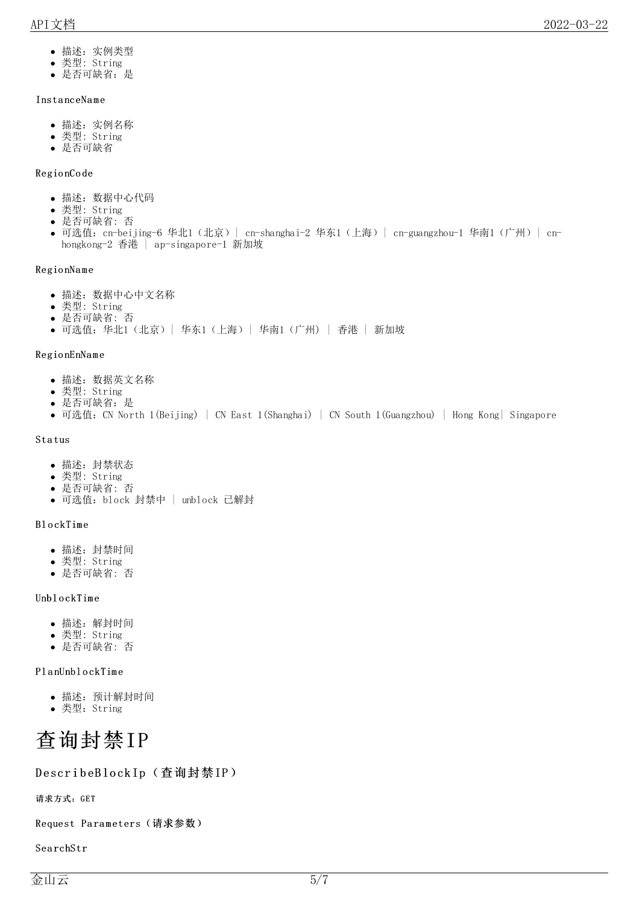- 描述：实例类型
- 类型：String
- 是否可缺省：是

InstanceName

- 描述：实例名称
- 类型：String
- 是否可缺省

RegionCode

- 描述：数据中心代码
- 类型：String
- 是否可缺省：否
- 可选值：cn-beijing-6 华北1（北京）| cn-shanghai-2 华东1（上海）| cn-guangzhou-1 华南1（广州）| cn-hongkong-2 香港 | ap-singapore-1 新加坡

RegionName

- 描述：数据中心中文名称
- 类型：String
- 是否可缺省：否
- 可选值：华北1（北京）| 华东1（上海）| 华南1（广州）| 香港 | 新加坡

RegionEnName

- 描述：数据英文名称
- 类型：String
- 是否可缺省：是
- 可选值：CN North 1(Beijing) | CN East 1(Shanghai) | CN South 1(Guangzhou) | Hong Kong| Singapore

Status

- 描述：封禁状态
- 类型：String
- 是否可缺省：否
- 可选值：block 封禁中 | unblock 已解封

BlockTime

- 描述：封禁时间
- 类型：String
- 是否可缺省：否

UnblockTime

- 描述：解封时间
- 类型：String
- 是否可缺省：否

PlanUnblockTime

- 描述：预计解封时间
- 类型：String

# 查询封禁IP

## DescribeBlockIp（查询封禁IP）

**请求方式：GET**

Request Parameters（**请求参数**）

SearchStr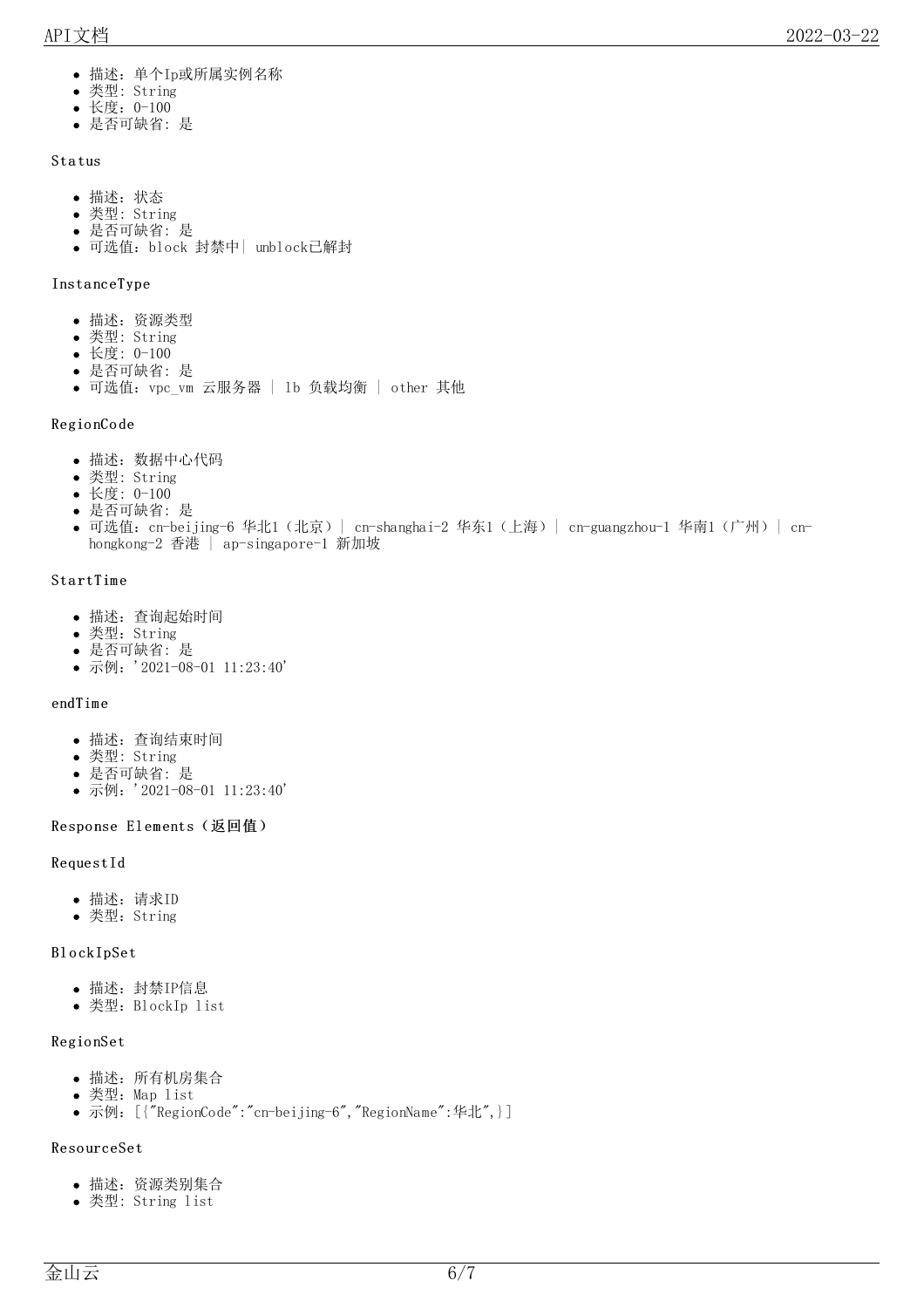- 描述：单个Ip或所属实例名称
- 类型：String
- 长度：0-100
- 是否可缺省：是

Status

- 描述：状态
- 类型：String
- 是否可缺省：是
- 可选值：block 封禁中| unblock已解封

InstanceType

- 描述：资源类型
- 类型：String
- 长度：0-100
- 是否可缺省：是
- 可选值：vpc_vm 云服务器 | lb 负载均衡 | other 其他

RegionCode

- 描述：数据中心代码
- 类型：String
- 长度：0-100
- 是否可缺省：是
- 可选值：cn-beijing-6 华北1（北京）| cn-shanghai-2 华东1（上海）| cn-guangzhou-1 华南1（广州）| cn-hongkong-2 香港 | ap-singapore-1 新加坡

StartTime

- 描述：查询起始时间
- 类型：String
- 是否可缺省：是
- 示例：'2021-08-01 11:23:40'

endTime

- 描述：查询结束时间
- 类型：String
- 是否可缺省：是
- 示例：'2021-08-01 11:23:40'

**Response Elements（返回值）**

RequestId

- 描述：请求ID
- 类型：String

BlockIpSet

- 描述：封禁IP信息
- 类型：BlockIp list

RegionSet

- 描述：所有机房集合
- 类型：Map list
- 示例：[{"RegionCode":"cn-beijing-6","RegionName":华北",}]

ResourceSet

- 描述：资源类别集合
- 类型：String list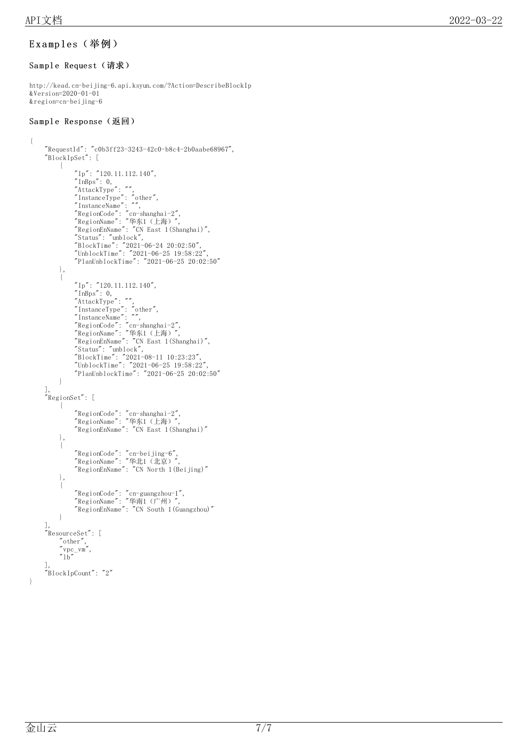## Examples（举例）

### Sample Request（请求）

```
http://kead.cn-beijing-6.api.ksyun.com/?Action=DescribeBlockIp
&Version=2020-01-01
&region=cn-beijing-6
```

### Sample Response（返回）

```
{
    "RequestId": "c0b3ff23-3243-42c0-b8c4-2b0aabe68967",
    "BlockIpSet": [
        {
            "Ip": "120.11.112.140",
            "InBps": 0,
            "AttackType": "",
            "InstanceType": "other",
            "InstanceName": "",
            "RegionCode": "cn-shanghai-2",
            "RegionName": "华东1（上海）",
            "RegionEnName": "CN East 1(Shanghai)",
            "Status": "unblock",
            "BlockTime": "2021-06-24 20:02:50",
            "UnblockTime": "2021-06-25 19:58:22",
            "PlanUnblockTime": "2021-06-25 20:02:50"
        },
        {
            "Ip": "120.11.112.140",
            "InBps": 0,
            "AttackType": "",
            "InstanceType": "other",
            "InstanceName": "",
            "RegionCode": "cn-shanghai-2",
            "RegionName": "华东1（上海）",
            "RegionEnName": "CN East 1(Shanghai)",
            "Status": "unblock",
            "BlockTime": "2021-08-11 10:23:23",
            "UnblockTime": "2021-06-25 19:58:22",
            "PlanUnblockTime": "2021-06-25 20:02:50"
        }
    ],
    "RegionSet": [
        {
            "RegionCode": "cn-shanghai-2",
            "RegionName": "华东1（上海）",
            "RegionEnName": "CN East 1(Shanghai)"
        },
        {
            "RegionCode": "cn-beijing-6",
            "RegionName": "华北1（北京）",
            "RegionEnName": "CN North 1(Beijing)"
        },
        {
            "RegionCode": "cn-guangzhou-1",
            "RegionName": "华南1（广州）",
            "RegionEnName": "CN South 1(Guangzhou)"
        }
    ],
    "ResourceSet": [
        "other",
        "vpc_vm",
        "lb"
    ],
    "BlockIpCount": "2"
}
```